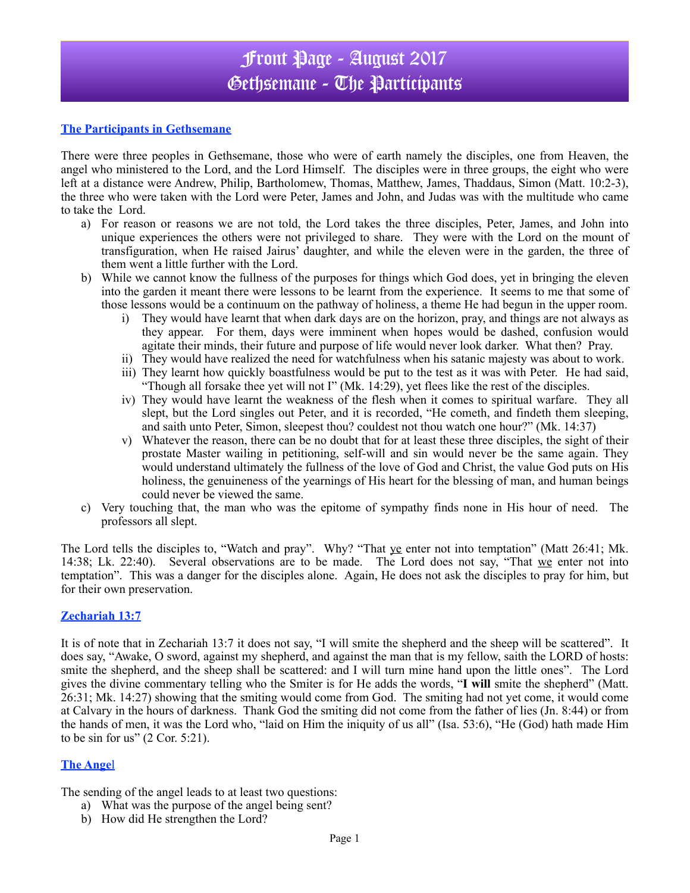# Front Page - August 2017
# Gethsemane - The Participants

### The Participants in Gethsemane

There were three peoples in Gethsemane, those who were of earth namely the disciples, one from Heaven, the angel who ministered to the Lord, and the Lord Himself. The disciples were in three groups, the eight who were left at a distance were Andrew, Philip, Bartholomew, Thomas, Matthew, James, Thaddaus, Simon (Matt. 10:2-3), the three who were taken with the Lord were Peter, James and John, and Judas was with the multitude who came to take the Lord.

a) For reason or reasons we are not told, the Lord takes the three disciples, Peter, James, and John into unique experiences the others were not privileged to share. They were with the Lord on the mount of transfiguration, when He raised Jairus' daughter, and while the eleven were in the garden, the three of them went a little further with the Lord.

b) While we cannot know the fullness of the purposes for things which God does, yet in bringing the eleven into the garden it meant there were lessons to be learnt from the experience. It seems to me that some of those lessons would be a continuum on the pathway of holiness, a theme He had begun in the upper room.

   i) They would have learnt that when dark days are on the horizon, pray, and things are not always as they appear. For them, days were imminent when hopes would be dashed, confusion would agitate their minds, their future and purpose of life would never look darker. What then? Pray.

   ii) They would have realized the need for watchfulness when his satanic majesty was about to work.

   iii) They learnt how quickly boastfulness would be put to the test as it was with Peter. He had said, "Though all forsake thee yet will not I" (Mk. 14:29), yet flees like the rest of the disciples.

   iv) They would have learnt the weakness of the flesh when it comes to spiritual warfare. They all slept, but the Lord singles out Peter, and it is recorded, "He cometh, and findeth them sleeping, and saith unto Peter, Simon, sleepest thou? couldest not thou watch one hour?" (Mk. 14:37)

   v) Whatever the reason, there can be no doubt that for at least these three disciples, the sight of their prostate Master wailing in petitioning, self-will and sin would never be the same again. They would understand ultimately the fullness of the love of God and Christ, the value God puts on His holiness, the genuineness of the yearnings of His heart for the blessing of man, and human beings could never be viewed the same.

c) Very touching that, the man who was the epitome of sympathy finds none in His hour of need. The professors all slept.

The Lord tells the disciples to, "Watch and pray". Why? "That <u>ye</u> enter not into temptation" (Matt 26:41; Mk. 14:38; Lk. 22:40). Several observations are to be made. The Lord does not say, "That <u>we</u> enter not into temptation". This was a danger for the disciples alone. Again, He does not ask the disciples to pray for him, but for their own preservation.

### Zechariah 13:7

It is of note that in Zechariah 13:7 it does not say, "I will smite the shepherd and the sheep will be scattered". It does say, "Awake, O sword, against my shepherd, and against the man that is my fellow, saith the LORD of hosts: smite the shepherd, and the sheep shall be scattered: and I will turn mine hand upon the little ones". The Lord gives the divine commentary telling who the Smiter is for He adds the words, "**I will** smite the shepherd" (Matt. 26:31; Mk. 14:27) showing that the smiting would come from God. The smiting had not yet come, it would come at Calvary in the hours of darkness. Thank God the smiting did not come from the father of lies (Jn. 8:44) or from the hands of men, it was the Lord who, "laid on Him the iniquity of us all" (Isa. 53:6), "He (God) hath made Him to be sin for us" (2 Cor. 5:21).

### The Angel

The sending of the angel leads to at least two questions:

a) What was the purpose of the angel being sent?

b) How did He strengthen the Lord?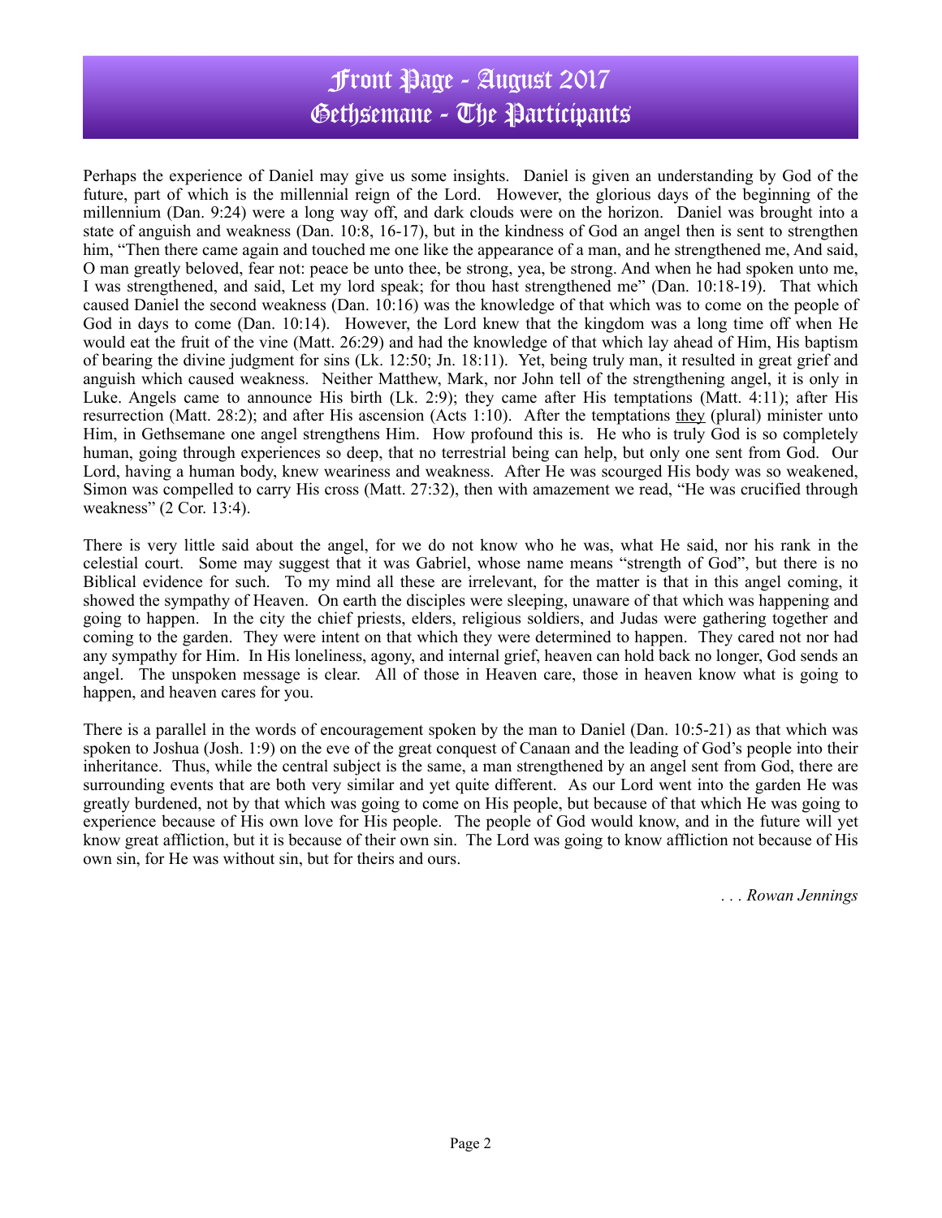# Front Page - August 2017
# Gethsemane - The Participants

Perhaps the experience of Daniel may give us some insights. Daniel is given an understanding by God of the future, part of which is the millennial reign of the Lord. However, the glorious days of the beginning of the millennium (Dan. 9:24) were a long way off, and dark clouds were on the horizon. Daniel was brought into a state of anguish and weakness (Dan. 10:8, 16-17), but in the kindness of God an angel then is sent to strengthen him, "Then there came again and touched me one like the appearance of a man, and he strengthened me, And said, O man greatly beloved, fear not: peace be unto thee, be strong, yea, be strong. And when he had spoken unto me, I was strengthened, and said, Let my lord speak; for thou hast strengthened me" (Dan. 10:18-19). That which caused Daniel the second weakness (Dan. 10:16) was the knowledge of that which was to come on the people of God in days to come (Dan. 10:14). However, the Lord knew that the kingdom was a long time off when He would eat the fruit of the vine (Matt. 26:29) and had the knowledge of that which lay ahead of Him, His baptism of bearing the divine judgment for sins (Lk. 12:50; Jn. 18:11). Yet, being truly man, it resulted in great grief and anguish which caused weakness. Neither Matthew, Mark, nor John tell of the strengthening angel, it is only in Luke. Angels came to announce His birth (Lk. 2:9); they came after His temptations (Matt. 4:11); after His resurrection (Matt. 28:2); and after His ascension (Acts 1:10). After the temptations they (plural) minister unto Him, in Gethsemane one angel strengthens Him. How profound this is. He who is truly God is so completely human, going through experiences so deep, that no terrestrial being can help, but only one sent from God. Our Lord, having a human body, knew weariness and weakness. After He was scourged His body was so weakened, Simon was compelled to carry His cross (Matt. 27:32), then with amazement we read, "He was crucified through weakness" (2 Cor. 13:4).

There is very little said about the angel, for we do not know who he was, what He said, nor his rank in the celestial court. Some may suggest that it was Gabriel, whose name means "strength of God", but there is no Biblical evidence for such. To my mind all these are irrelevant, for the matter is that in this angel coming, it showed the sympathy of Heaven. On earth the disciples were sleeping, unaware of that which was happening and going to happen. In the city the chief priests, elders, religious soldiers, and Judas were gathering together and coming to the garden. They were intent on that which they were determined to happen. They cared not nor had any sympathy for Him. In His loneliness, agony, and internal grief, heaven can hold back no longer, God sends an angel. The unspoken message is clear. All of those in Heaven care, those in heaven know what is going to happen, and heaven cares for you.

There is a parallel in the words of encouragement spoken by the man to Daniel (Dan. 10:5-21) as that which was spoken to Joshua (Josh. 1:9) on the eve of the great conquest of Canaan and the leading of God's people into their inheritance. Thus, while the central subject is the same, a man strengthened by an angel sent from God, there are surrounding events that are both very similar and yet quite different. As our Lord went into the garden He was greatly burdened, not by that which was going to come on His people, but because of that which He was going to experience because of His own love for His people. The people of God would know, and in the future will yet know great affliction, but it is because of their own sin. The Lord was going to know affliction not because of His own sin, for He was without sin, but for theirs and ours.

*. . . Rowan Jennings*